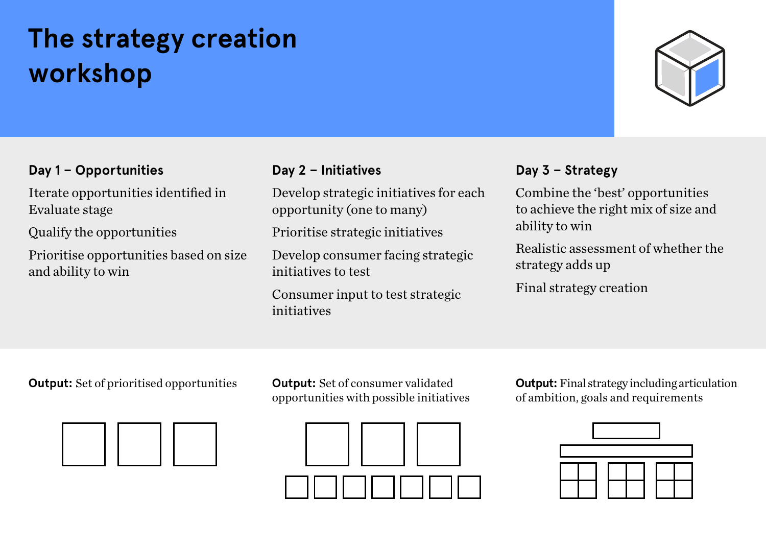# The strategy creation workshop

## Day 1 – Opportunities

Iterate opportunities identified in Evaluate stage

Qualify the opportunities

Prioritise opportunities based on size and ability to win

**Output:** Set of prioritised opportunities

## Day 2 – Initiatives

Develop strategic initiatives for each opportunity (one to many)

Prioritise strategic initiatives

Develop consumer facing strategic initiatives to test

Consumer input to test strategic initiatives

**Output:** Set of consumer validated opportunities with possible initiatives

## Day 3 – Strategy

Combine the 'best' opportunities to achieve the right mix of size and ability to win

Realistic assessment of whether the strategy adds up

Final strategy creation

**Output:** Final strategy including articulation of ambition, goals and requirements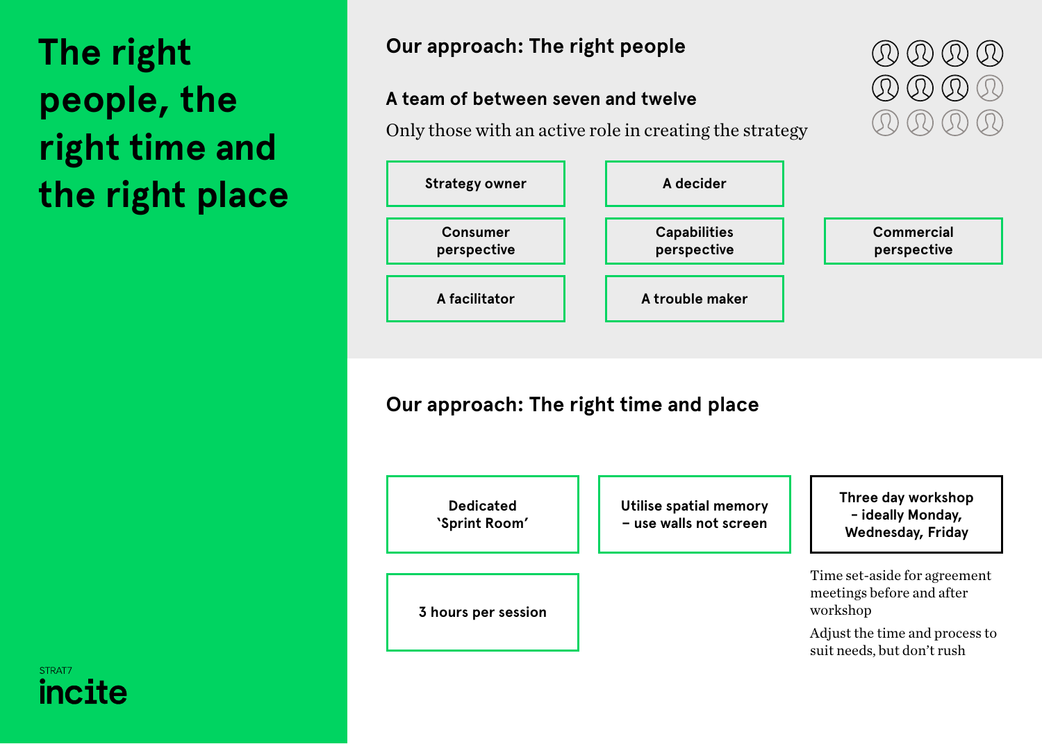# The right people, the right time and the right place

## Our approach: The right people

### A team of between seven and twelve

Only those with an active role in creating the strategy

- Strategy owner
- A decider
- Consumer perspective
- Capabilities perspective
- Commercial perspective
- A facilitator
- A trouble maker

## Our approach: The right time and place

- Dedicated 'Sprint Room'
- Utilise spatial memory – use walls not screen
- Three day workshop – ideally Monday, Wednesday, Friday
- 3 hours per session

Time set-aside for agreement meetings before and after workshop

Adjust the time and process to suit needs, but don't rush

STRAT7 incite